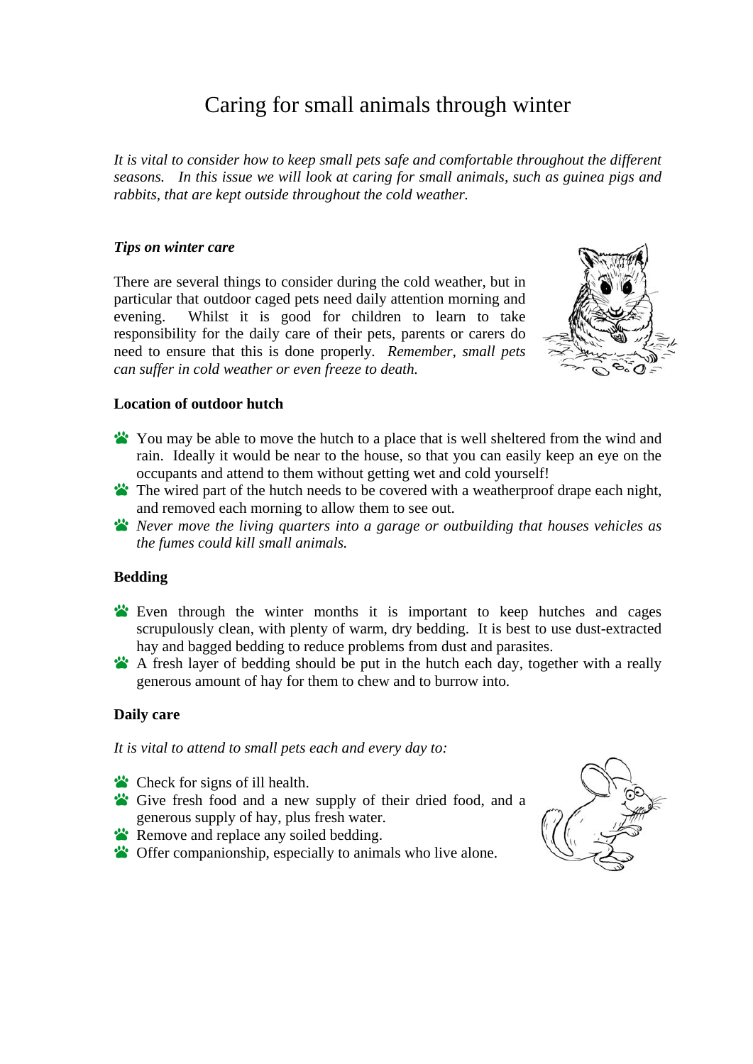# Caring for small animals through winter

*It is vital to consider how to keep small pets safe and comfortable throughout the different seasons. In this issue we will look at caring for small animals, such as guinea pigs and rabbits, that are kept outside throughout the cold weather.*

### *Tips on winter care*

There are several things to consider during the cold weather, but in particular that outdoor caged pets need daily attention morning and evening. Whilst it is good for children to learn to take responsibility for the daily care of their pets, parents or carers do need to ensure that this is done properly. *Remember, small pets can suffer in cold weather or even freeze to death.*

### Location of outdoor hutch

- You may be able to move the hutch to a place that is well sheltered from the wind and rain. Ideally it would be near to the house, so that you can easily keep an eye on the occupants and attend to them without getting wet and cold yourself!
- The wired part of the hutch needs to be covered with a weatherproof drape each night, and removed each morning to allow them to see out.
- *Never move the living quarters into a garage or outbuilding that houses vehicles as the fumes could kill small animals.*

### Bedding

- Even through the winter months it is important to keep hutches and cages scrupulously clean, with plenty of warm, dry bedding. It is best to use dust-extracted hay and bagged bedding to reduce problems from dust and parasites.
- A fresh layer of bedding should be put in the hutch each day, together with a really generous amount of hay for them to chew and to burrow into.

### Daily care

*It is vital to attend to small pets each and every day to:*

- Check for signs of ill health.
- Give fresh food and a new supply of their dried food, and a generous supply of hay, plus fresh water.
- Remove and replace any soiled bedding.
- Offer companionship, especially to animals who live alone.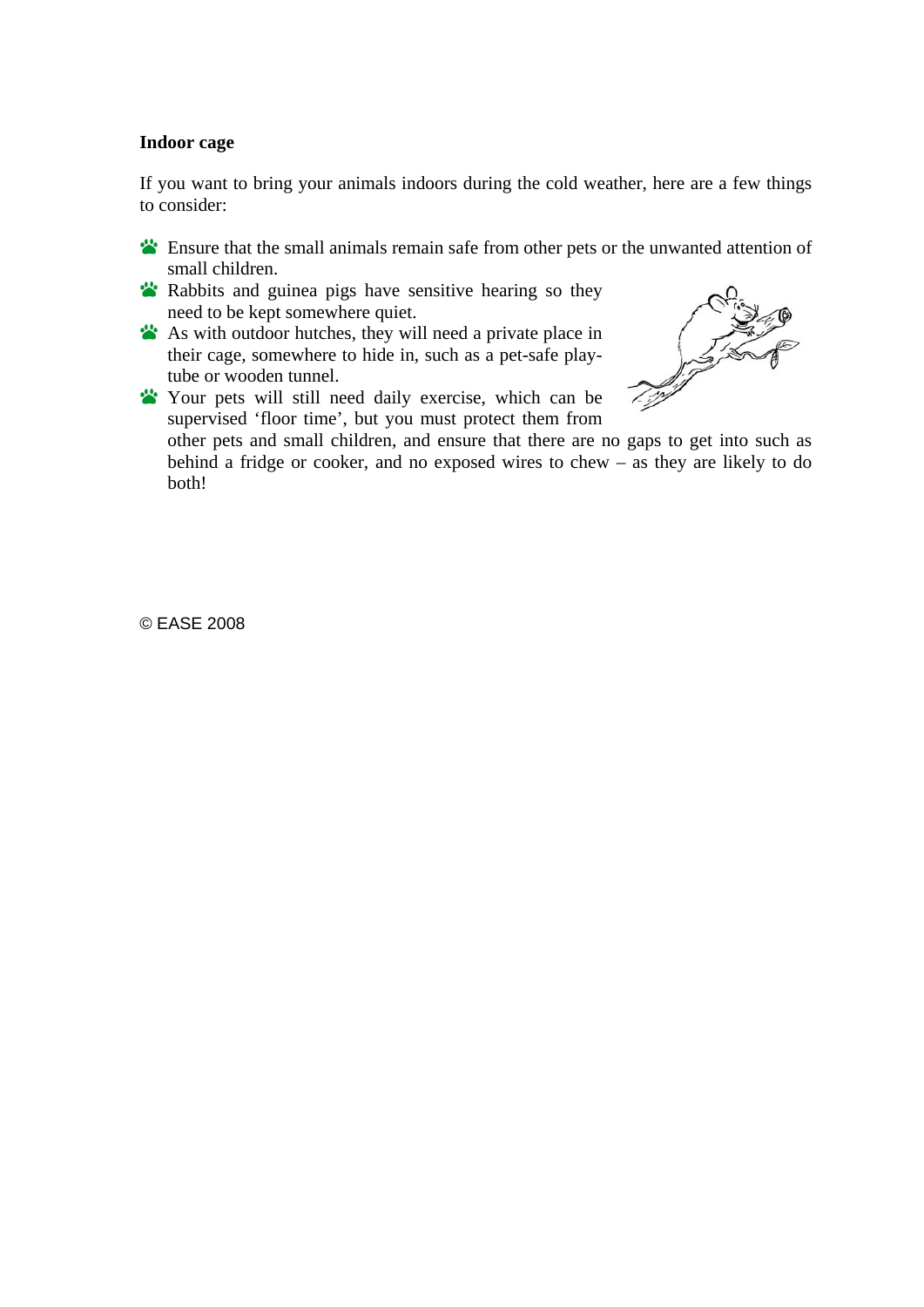**Indoor cage**

If you want to bring your animals indoors during the cold weather, here are a few things to consider:

- Ensure that the small animals remain safe from other pets or the unwanted attention of small children.
- Rabbits and guinea pigs have sensitive hearing so they need to be kept somewhere quiet.
- As with outdoor hutches, they will need a private place in their cage, somewhere to hide in, such as a pet-safe play-tube or wooden tunnel.
- Your pets will still need daily exercise, which can be supervised 'floor time', but you must protect them from other pets and small children, and ensure that there are no gaps to get into such as behind a fridge or cooker, and no exposed wires to chew – as they are likely to do both!

© EASE 2008